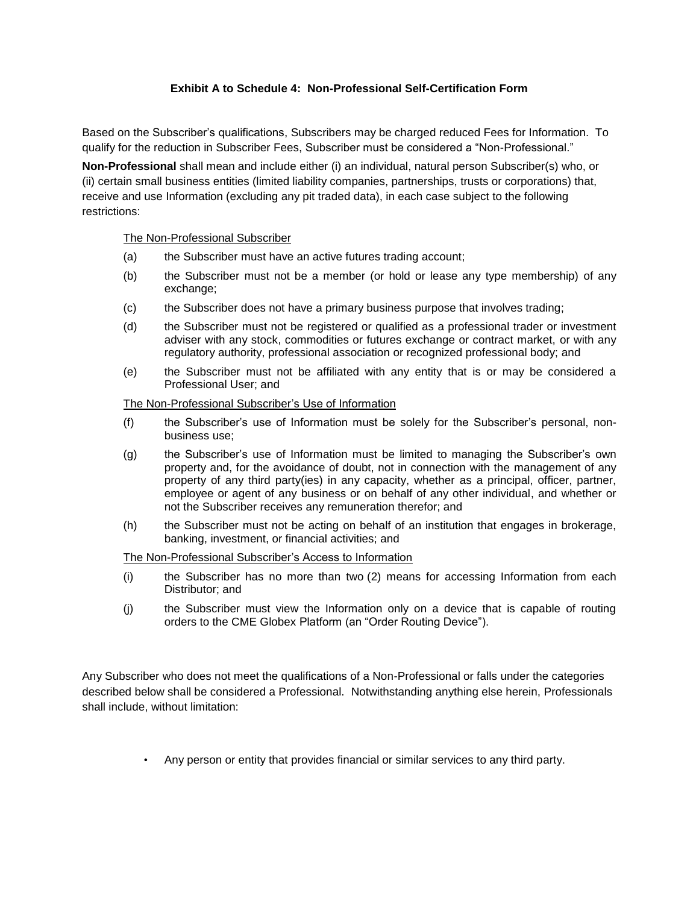### Exhibit A to Schedule 4: Non-Professional Self-Certification Form

Based on the Subscriber's qualifications, Subscribers may be charged reduced Fees for Information. To qualify for the reduction in Subscriber Fees, Subscriber must be considered a "Non-Professional."

**Non-Professional** shall mean and include either (i) an individual, natural person Subscriber(s) who, or (ii) certain small business entities (limited liability companies, partnerships, trusts or corporations) that, receive and use Information (excluding any pit traded data), in each case subject to the following restrictions:

<u>The Non-Professional Subscriber</u>

(a) the Subscriber must have an active futures trading account;

(b) the Subscriber must not be a member (or hold or lease any type membership) of any exchange;

(c) the Subscriber does not have a primary business purpose that involves trading;

(d) the Subscriber must not be registered or qualified as a professional trader or investment adviser with any stock, commodities or futures exchange or contract market, or with any regulatory authority, professional association or recognized professional body; and

(e) the Subscriber must not be affiliated with any entity that is or may be considered a Professional User; and

<u>The Non-Professional Subscriber's Use of Information</u>

(f) the Subscriber's use of Information must be solely for the Subscriber's personal, non-business use;

(g) the Subscriber's use of Information must be limited to managing the Subscriber's own property and, for the avoidance of doubt, not in connection with the management of any property of any third party(ies) in any capacity, whether as a principal, officer, partner, employee or agent of any business or on behalf of any other individual, and whether or not the Subscriber receives any remuneration therefor; and

(h) the Subscriber must not be acting on behalf of an institution that engages in brokerage, banking, investment, or financial activities; and

<u>The Non-Professional Subscriber's Access to Information</u>

(i) the Subscriber has no more than two (2) means for accessing Information from each Distributor; and

(j) the Subscriber must view the Information only on a device that is capable of routing orders to the CME Globex Platform (an "Order Routing Device").

Any Subscriber who does not meet the qualifications of a Non-Professional or falls under the categories described below shall be considered a Professional. Notwithstanding anything else herein, Professionals shall include, without limitation:

- Any person or entity that provides financial or similar services to any third party.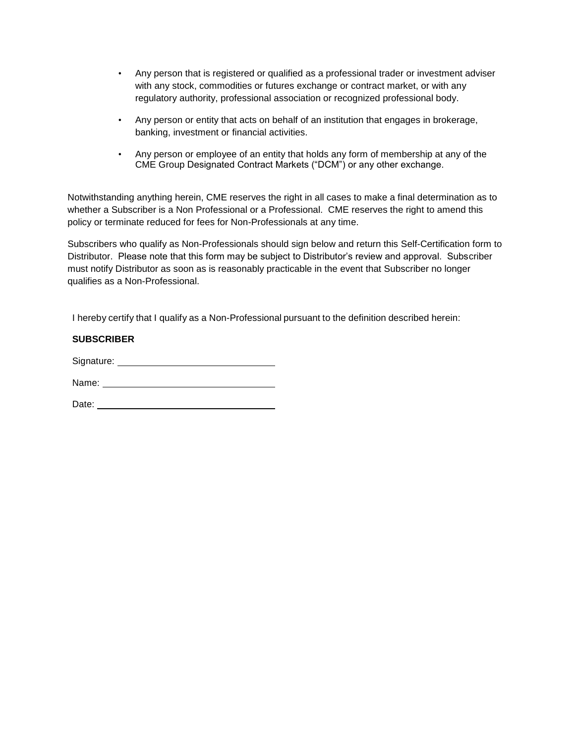- Any person that is registered or qualified as a professional trader or investment adviser with any stock, commodities or futures exchange or contract market, or with any regulatory authority, professional association or recognized professional body.
- Any person or entity that acts on behalf of an institution that engages in brokerage, banking, investment or financial activities.
- Any person or employee of an entity that holds any form of membership at any of the CME Group Designated Contract Markets ("DCM") or any other exchange.

Notwithstanding anything herein, CME reserves the right in all cases to make a final determination as to whether a Subscriber is a Non Professional or a Professional. CME reserves the right to amend this policy or terminate reduced for fees for Non-Professionals at any time.

Subscribers who qualify as Non-Professionals should sign below and return this Self-Certification form to Distributor. Please note that this form may be subject to Distributor's review and approval. Subscriber must notify Distributor as soon as is reasonably practicable in the event that Subscriber no longer qualifies as a Non-Professional.

I hereby certify that I qualify as a Non-Professional pursuant to the definition described herein:

**SUBSCRIBER**

Signature: ______________________________

Name: ______________________________

Date: ______________________________